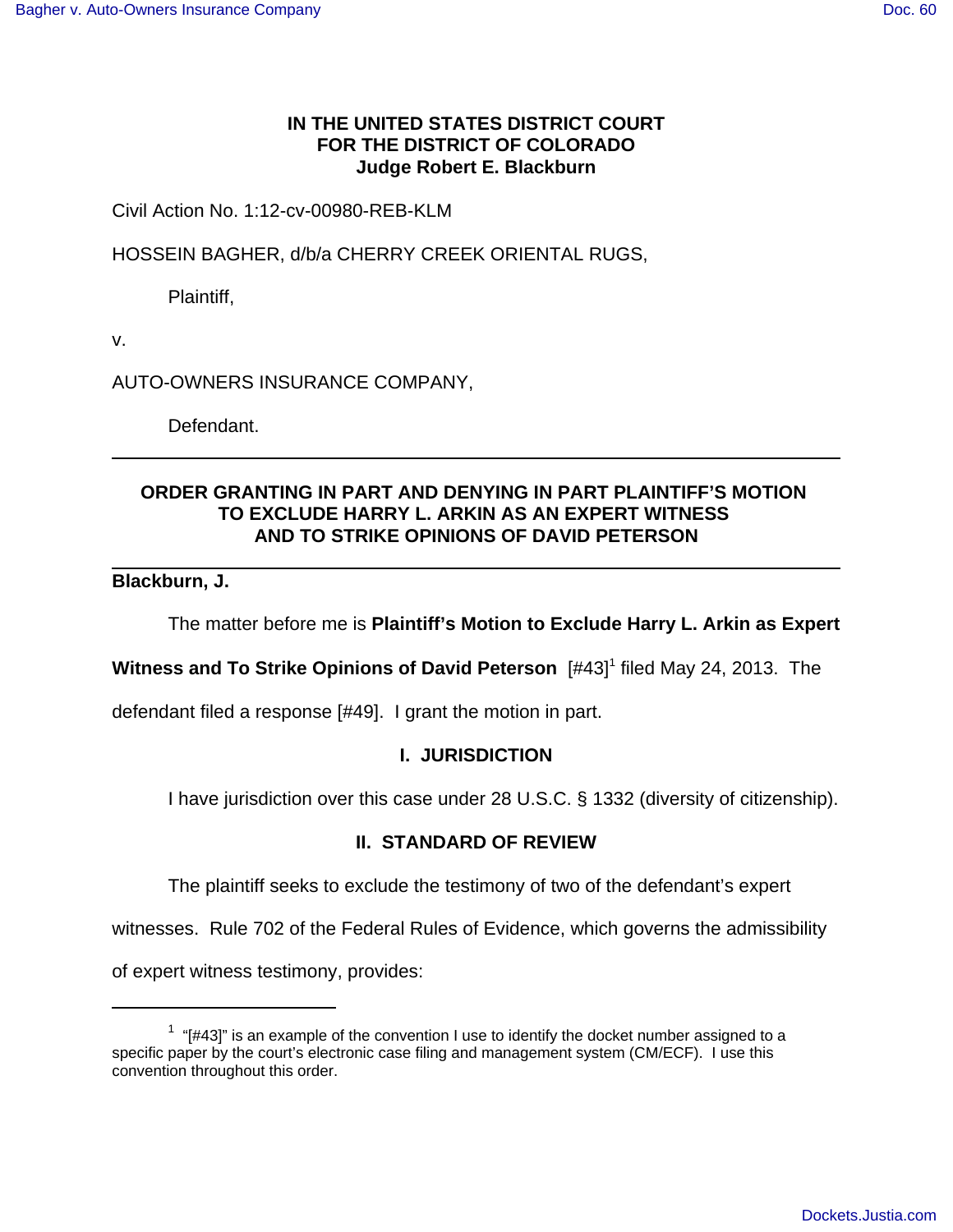**IN THE UNITED STATES DISTRICT COURT**
**FOR THE DISTRICT OF COLORADO**
**Judge Robert E. Blackburn**

Civil Action No. 1:12-cv-00980-REB-KLM

HOSSEIN BAGHER, d/b/a CHERRY CREEK ORIENTAL RUGS,

Plaintiff,

v.

AUTO-OWNERS INSURANCE COMPANY,

Defendant.

---

**ORDER GRANTING IN PART AND DENYING IN PART PLAINTIFF'S MOTION TO EXCLUDE HARRY L. ARKIN AS AN EXPERT WITNESS AND TO STRIKE OPINIONS OF DAVID PETERSON**

---

**Blackburn, J.**

The matter before me is **Plaintiff's Motion to Exclude Harry L. Arkin as Expert Witness and To Strike Opinions of David Peterson** [#43][1] filed May 24, 2013. The defendant filed a response [#49]. I grant the motion in part.

## I. JURISDICTION

I have jurisdiction over this case under 28 U.S.C. § 1332 (diversity of citizenship).

## II. STANDARD OF REVIEW

The plaintiff seeks to exclude the testimony of two of the defendant's expert witnesses. Rule 702 of the Federal Rules of Evidence, which governs the admissibility of expert witness testimony, provides:

---

[1] "[#43]" is an example of the convention I use to identify the docket number assigned to a specific paper by the court's electronic case filing and management system (CM/ECF). I use this convention throughout this order.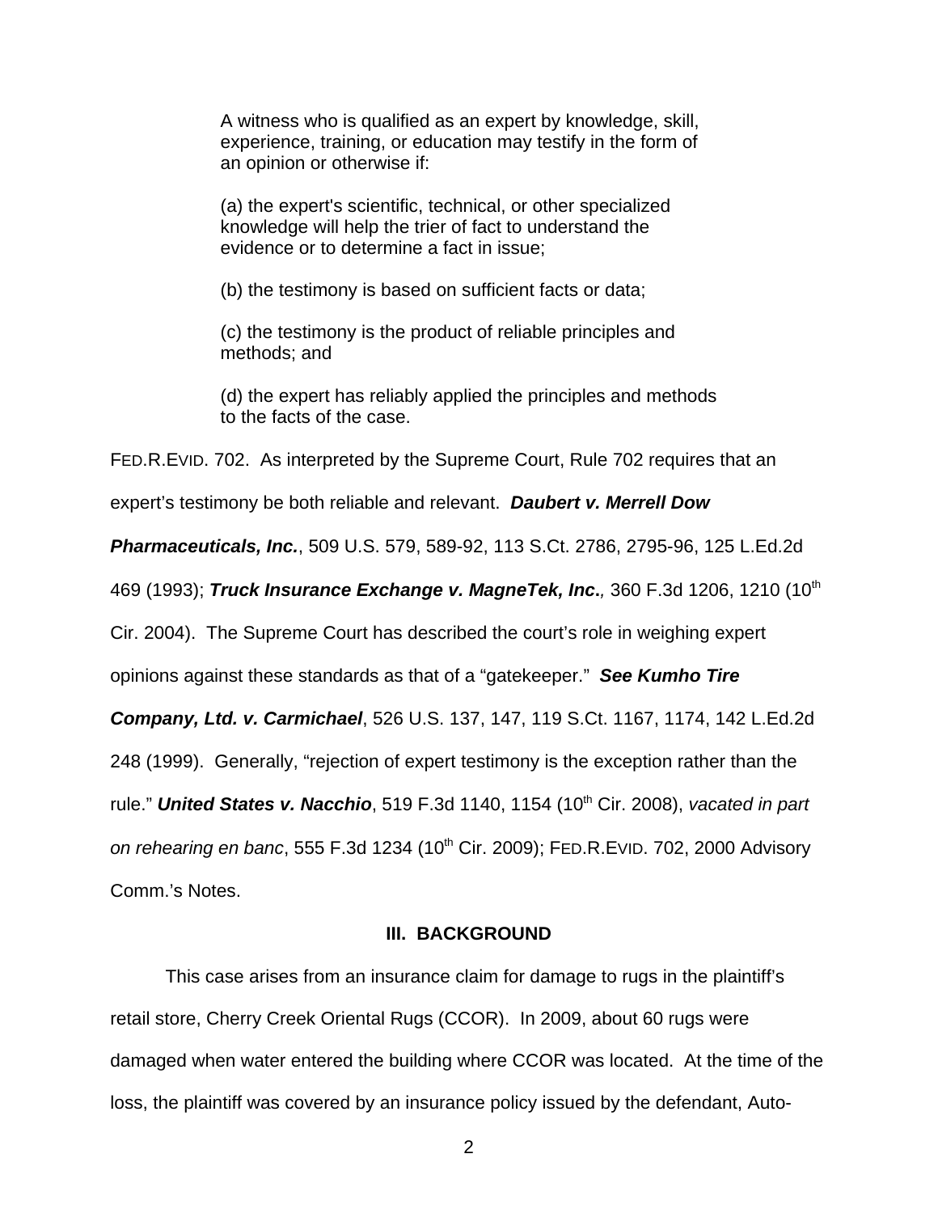> A witness who is qualified as an expert by knowledge, skill, experience, training, or education may testify in the form of an opinion or otherwise if:
>
> (a) the expert's scientific, technical, or other specialized knowledge will help the trier of fact to understand the evidence or to determine a fact in issue;
>
> (b) the testimony is based on sufficient facts or data;
>
> (c) the testimony is the product of reliable principles and methods; and
>
> (d) the expert has reliably applied the principles and methods to the facts of the case.

FED.R.EVID. 702. As interpreted by the Supreme Court, Rule 702 requires that an expert's testimony be both reliable and relevant. ***Daubert v. Merrell Dow Pharmaceuticals, Inc.***, 509 U.S. 579, 589-92, 113 S.Ct. 2786, 2795-96, 125 L.Ed.2d 469 (1993); ***Truck Insurance Exchange v. MagneTek, Inc.**,* 360 F.3d 1206, 1210 (10th Cir. 2004). The Supreme Court has described the court's role in weighing expert opinions against these standards as that of a "gatekeeper." ***See Kumho Tire Company, Ltd. v. Carmichael***, 526 U.S. 137, 147, 119 S.Ct. 1167, 1174, 142 L.Ed.2d 248 (1999). Generally, "rejection of expert testimony is the exception rather than the rule." ***United States v. Nacchio***, 519 F.3d 1140, 1154 (10th Cir. 2008), *vacated in part on rehearing en banc*, 555 F.3d 1234 (10th Cir. 2009); FED.R.EVID. 702, 2000 Advisory Comm.'s Notes.

## III. BACKGROUND

This case arises from an insurance claim for damage to rugs in the plaintiff's retail store, Cherry Creek Oriental Rugs (CCOR). In 2009, about 60 rugs were damaged when water entered the building where CCOR was located. At the time of the loss, the plaintiff was covered by an insurance policy issued by the defendant, Auto-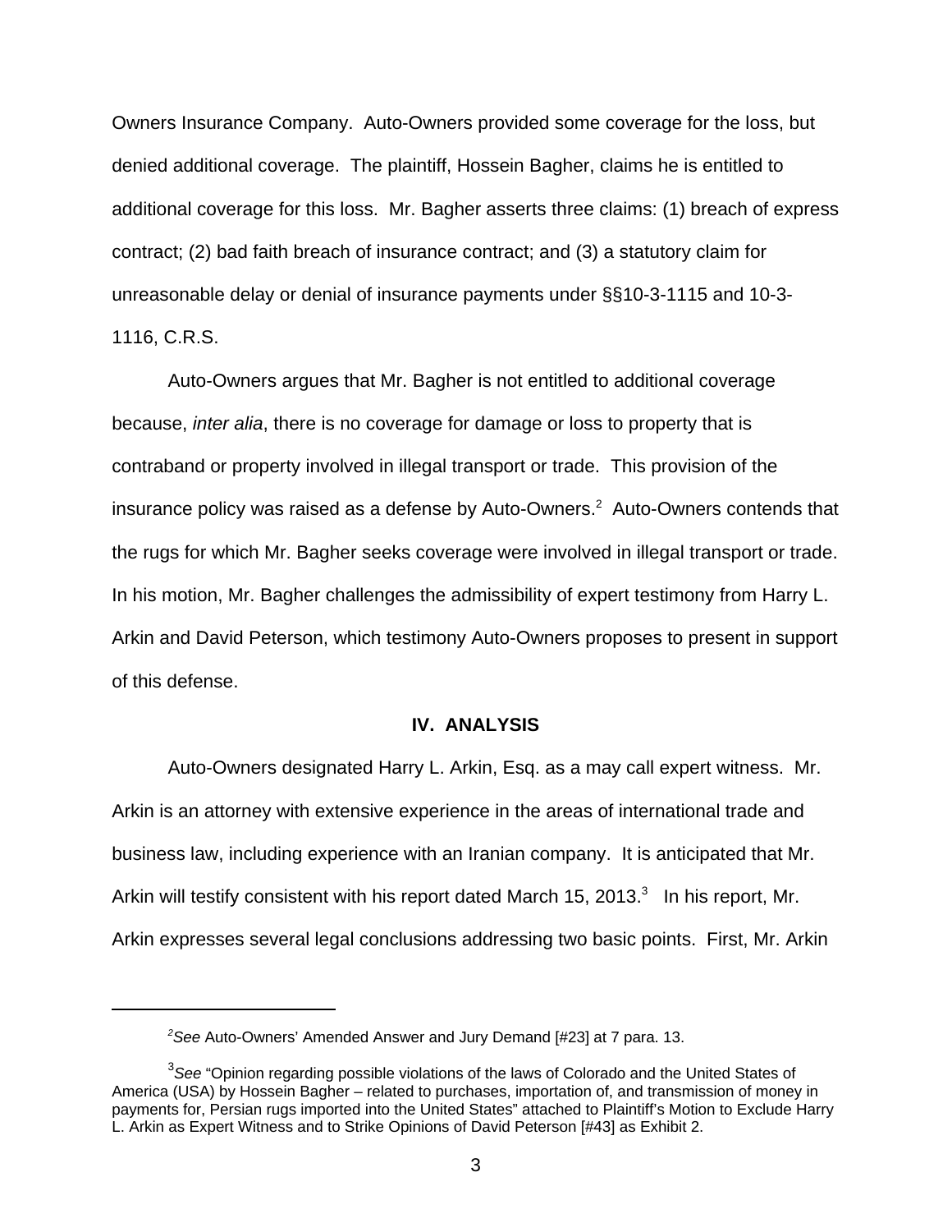Owners Insurance Company. Auto-Owners provided some coverage for the loss, but denied additional coverage. The plaintiff, Hossein Bagher, claims he is entitled to additional coverage for this loss. Mr. Bagher asserts three claims: (1) breach of express contract; (2) bad faith breach of insurance contract; and (3) a statutory claim for unreasonable delay or denial of insurance payments under §§10-3-1115 and 10-3-1116, C.R.S.

Auto-Owners argues that Mr. Bagher is not entitled to additional coverage because, *inter alia*, there is no coverage for damage or loss to property that is contraband or property involved in illegal transport or trade. This provision of the insurance policy was raised as a defense by Auto-Owners.[2] Auto-Owners contends that the rugs for which Mr. Bagher seeks coverage were involved in illegal transport or trade. In his motion, Mr. Bagher challenges the admissibility of expert testimony from Harry L. Arkin and David Peterson, which testimony Auto-Owners proposes to present in support of this defense.

## IV. ANALYSIS

Auto-Owners designated Harry L. Arkin, Esq. as a may call expert witness. Mr. Arkin is an attorney with extensive experience in the areas of international trade and business law, including experience with an Iranian company. It is anticipated that Mr. Arkin will testify consistent with his report dated March 15, 2013.[3] In his report, Mr. Arkin expresses several legal conclusions addressing two basic points. First, Mr. Arkin

---

[2] *See* Auto-Owners' Amended Answer and Jury Demand [#23] at 7 para. 13.

[3] *See* "Opinion regarding possible violations of the laws of Colorado and the United States of America (USA) by Hossein Bagher – related to purchases, importation of, and transmission of money in payments for, Persian rugs imported into the United States" attached to Plaintiff's Motion to Exclude Harry L. Arkin as Expert Witness and to Strike Opinions of David Peterson [#43] as Exhibit 2.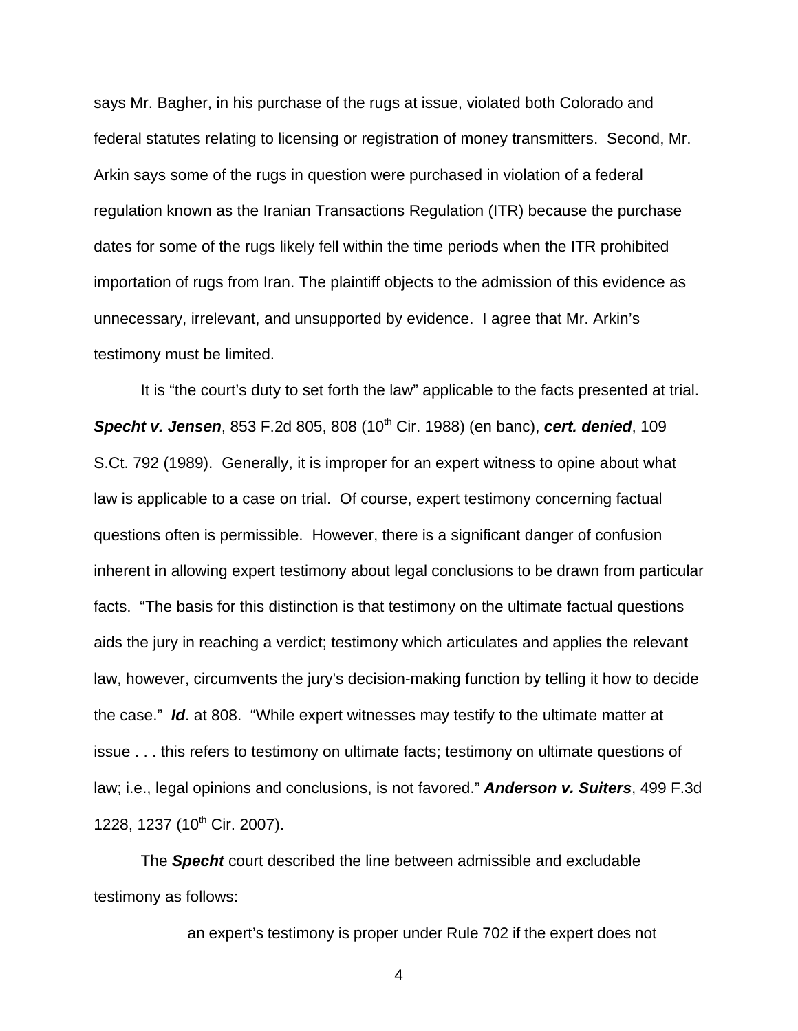says Mr. Bagher, in his purchase of the rugs at issue, violated both Colorado and federal statutes relating to licensing or registration of money transmitters. Second, Mr. Arkin says some of the rugs in question were purchased in violation of a federal regulation known as the Iranian Transactions Regulation (ITR) because the purchase dates for some of the rugs likely fell within the time periods when the ITR prohibited importation of rugs from Iran. The plaintiff objects to the admission of this evidence as unnecessary, irrelevant, and unsupported by evidence. I agree that Mr. Arkin's testimony must be limited.

It is "the court's duty to set forth the law" applicable to the facts presented at trial. ***Specht v. Jensen***, 853 F.2d 805, 808 (10th Cir. 1988) (en banc), ***cert. denied***, 109 S.Ct. 792 (1989). Generally, it is improper for an expert witness to opine about what law is applicable to a case on trial. Of course, expert testimony concerning factual questions often is permissible. However, there is a significant danger of confusion inherent in allowing expert testimony about legal conclusions to be drawn from particular facts. "The basis for this distinction is that testimony on the ultimate factual questions aids the jury in reaching a verdict; testimony which articulates and applies the relevant law, however, circumvents the jury's decision-making function by telling it how to decide the case." ***Id***. at 808. "While expert witnesses may testify to the ultimate matter at issue . . . this refers to testimony on ultimate facts; testimony on ultimate questions of law; i.e., legal opinions and conclusions, is not favored." ***Anderson v. Suiters***, 499 F.3d 1228, 1237 (10th Cir. 2007).

The ***Specht*** court described the line between admissible and excludable testimony as follows:

> an expert's testimony is proper under Rule 702 if the expert does not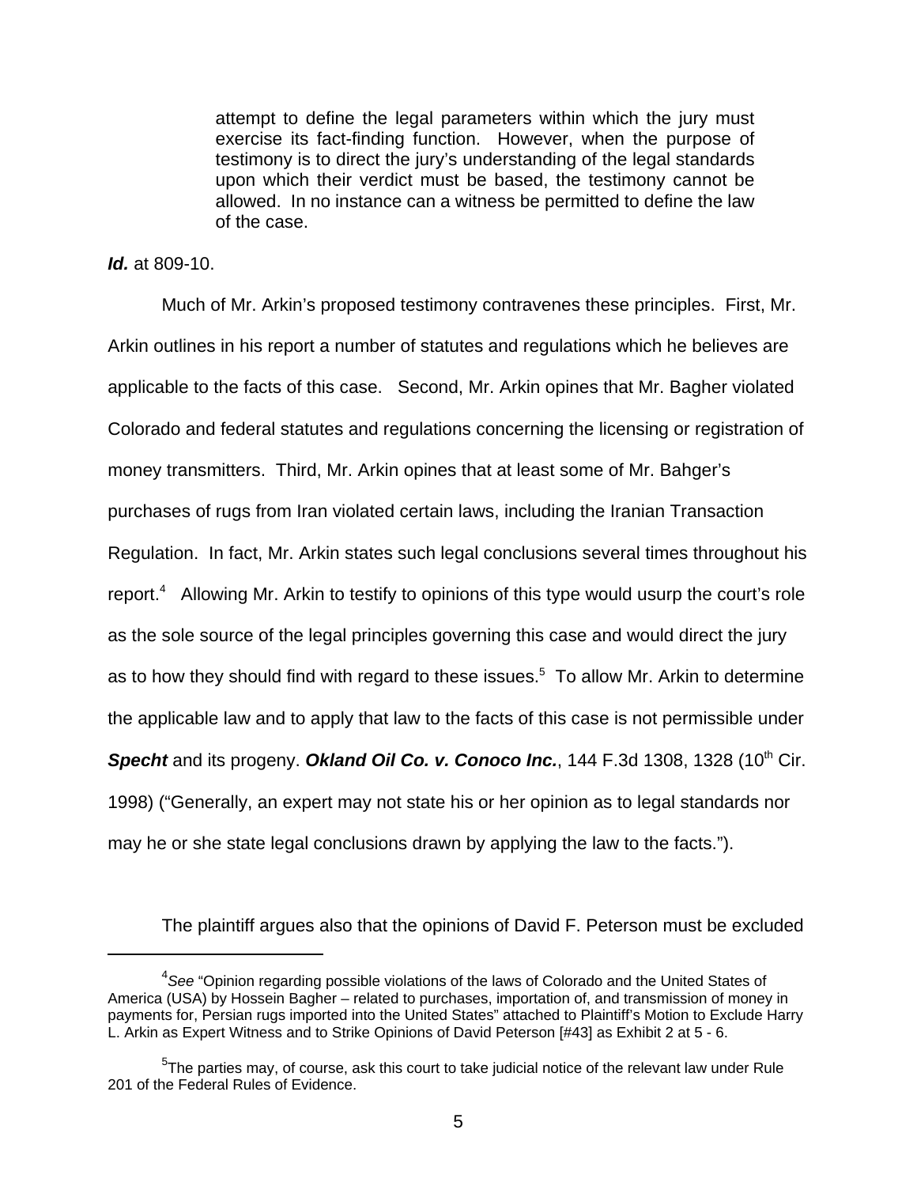> attempt to define the legal parameters within which the jury must exercise its fact-finding function. However, when the purpose of testimony is to direct the jury's understanding of the legal standards upon which their verdict must be based, the testimony cannot be allowed. In no instance can a witness be permitted to define the law of the case.

***Id.*** at 809-10.

Much of Mr. Arkin's proposed testimony contravenes these principles. First, Mr. Arkin outlines in his report a number of statutes and regulations which he believes are applicable to the facts of this case. Second, Mr. Arkin opines that Mr. Bagher violated Colorado and federal statutes and regulations concerning the licensing or registration of money transmitters. Third, Mr. Arkin opines that at least some of Mr. Bahger's purchases of rugs from Iran violated certain laws, including the Iranian Transaction Regulation. In fact, Mr. Arkin states such legal conclusions several times throughout his report.[4] Allowing Mr. Arkin to testify to opinions of this type would usurp the court's role as the sole source of the legal principles governing this case and would direct the jury as to how they should find with regard to these issues.[5] To allow Mr. Arkin to determine the applicable law and to apply that law to the facts of this case is not permissible under ***Specht*** and its progeny. ***Okland Oil Co. v. Conoco Inc.***, 144 F.3d 1308, 1328 (10th Cir. 1998) ("Generally, an expert may not state his or her opinion as to legal standards nor may he or she state legal conclusions drawn by applying the law to the facts.").

The plaintiff argues also that the opinions of David F. Peterson must be excluded

---

[4]*See* "Opinion regarding possible violations of the laws of Colorado and the United States of America (USA) by Hossein Bagher – related to purchases, importation of, and transmission of money in payments for, Persian rugs imported into the United States" attached to Plaintiff's Motion to Exclude Harry L. Arkin as Expert Witness and to Strike Opinions of David Peterson [#43] as Exhibit 2 at 5 - 6.

[5]The parties may, of course, ask this court to take judicial notice of the relevant law under Rule 201 of the Federal Rules of Evidence.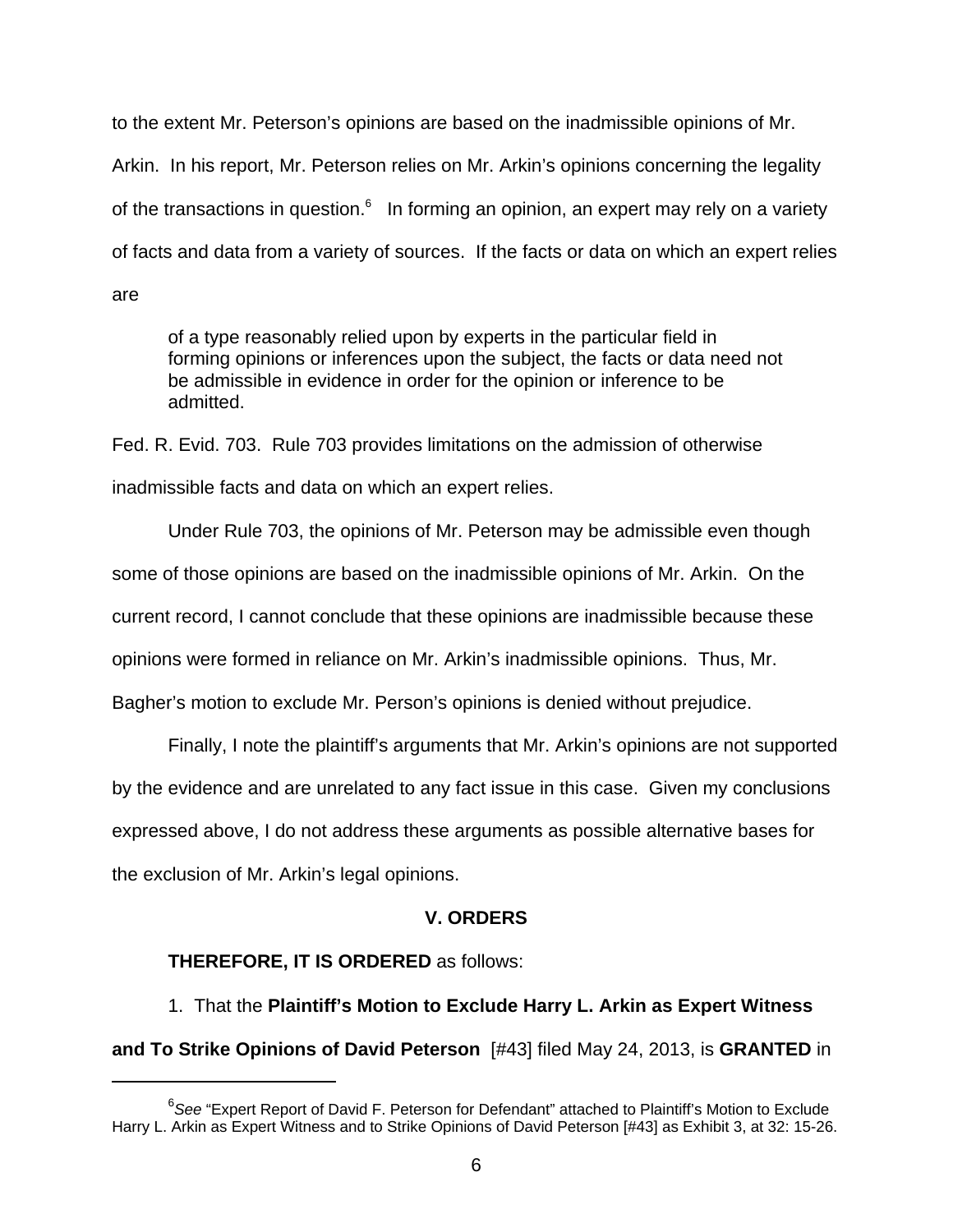to the extent Mr. Peterson's opinions are based on the inadmissible opinions of Mr. Arkin. In his report, Mr. Peterson relies on Mr. Arkin's opinions concerning the legality of the transactions in question.[6] In forming an opinion, an expert may rely on a variety of facts and data from a variety of sources. If the facts or data on which an expert relies are

> of a type reasonably relied upon by experts in the particular field in forming opinions or inferences upon the subject, the facts or data need not be admissible in evidence in order for the opinion or inference to be admitted.

Fed. R. Evid. 703. Rule 703 provides limitations on the admission of otherwise inadmissible facts and data on which an expert relies.

Under Rule 703, the opinions of Mr. Peterson may be admissible even though some of those opinions are based on the inadmissible opinions of Mr. Arkin. On the current record, I cannot conclude that these opinions are inadmissible because these opinions were formed in reliance on Mr. Arkin's inadmissible opinions. Thus, Mr. Bagher's motion to exclude Mr. Person's opinions is denied without prejudice.

Finally, I note the plaintiff's arguments that Mr. Arkin's opinions are not supported by the evidence and are unrelated to any fact issue in this case. Given my conclusions expressed above, I do not address these arguments as possible alternative bases for the exclusion of Mr. Arkin's legal opinions.

## V. ORDERS

**THEREFORE, IT IS ORDERED** as follows:

1. That the **Plaintiff's Motion to Exclude Harry L. Arkin as Expert Witness and To Strike Opinions of David Peterson** [#43] filed May 24, 2013, is **GRANTED** in

---

[6] *See* "Expert Report of David F. Peterson for Defendant" attached to Plaintiff's Motion to Exclude Harry L. Arkin as Expert Witness and to Strike Opinions of David Peterson [#43] as Exhibit 3, at 32: 15-26.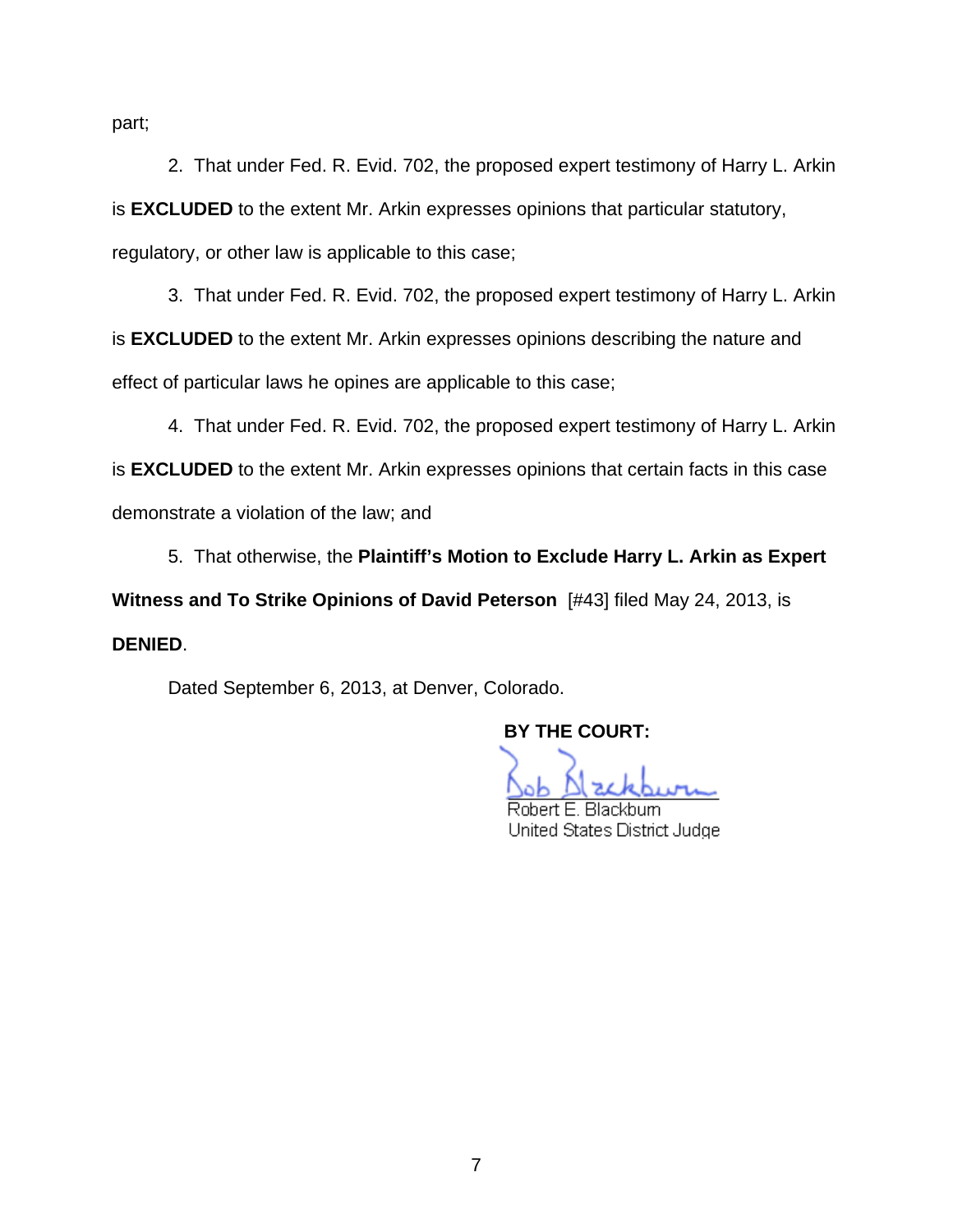part;

2. That under Fed. R. Evid. 702, the proposed expert testimony of Harry L. Arkin is **EXCLUDED** to the extent Mr. Arkin expresses opinions that particular statutory, regulatory, or other law is applicable to this case;

3. That under Fed. R. Evid. 702, the proposed expert testimony of Harry L. Arkin is **EXCLUDED** to the extent Mr. Arkin expresses opinions describing the nature and effect of particular laws he opines are applicable to this case;

4. That under Fed. R. Evid. 702, the proposed expert testimony of Harry L. Arkin is **EXCLUDED** to the extent Mr. Arkin expresses opinions that certain facts in this case demonstrate a violation of the law; and

5. That otherwise, the **Plaintiff's Motion to Exclude Harry L. Arkin as Expert Witness and To Strike Opinions of David Peterson** [#43] filed May 24, 2013, is **DENIED**.

Dated September 6, 2013, at Denver, Colorado.

**BY THE COURT:**

Robert E. Blackburn
United States District Judge